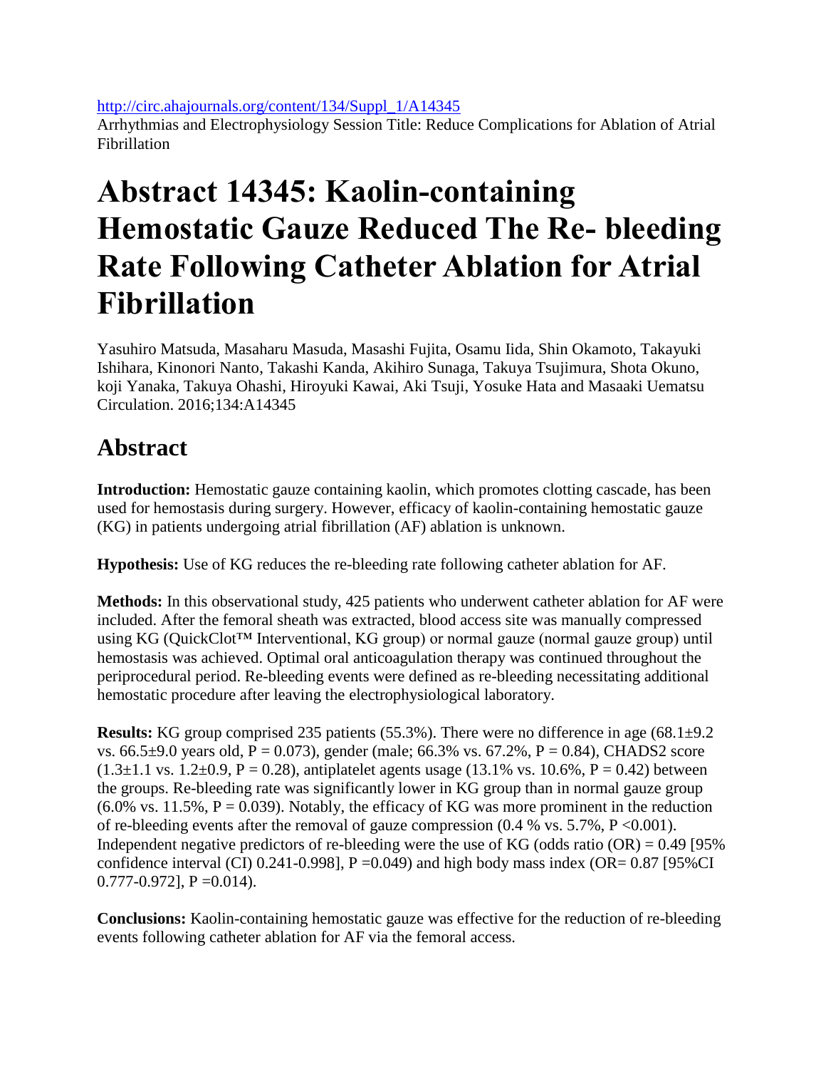http://circ.ahajournals.org/content/134/Suppl_1/A14345

Arrhythmias and Electrophysiology Session Title: Reduce Complications for Ablation of Atrial Fibrillation

# Abstract 14345: Kaolin-containing Hemostatic Gauze Reduced The Re- bleeding Rate Following Catheter Ablation for Atrial Fibrillation

Yasuhiro Matsuda, Masaharu Masuda, Masashi Fujita, Osamu Iida, Shin Okamoto, Takayuki Ishihara, Kinonori Nanto, Takashi Kanda, Akihiro Sunaga, Takuya Tsujimura, Shota Okuno, koji Yanaka, Takuya Ohashi, Hiroyuki Kawai, Aki Tsuji, Yosuke Hata and Masaaki Uematsu

Circulation. 2016;134:A14345

## Abstract

**Introduction:** Hemostatic gauze containing kaolin, which promotes clotting cascade, has been used for hemostasis during surgery. However, efficacy of kaolin-containing hemostatic gauze (KG) in patients undergoing atrial fibrillation (AF) ablation is unknown.

**Hypothesis:** Use of KG reduces the re-bleeding rate following catheter ablation for AF.

**Methods:** In this observational study, 425 patients who underwent catheter ablation for AF were included. After the femoral sheath was extracted, blood access site was manually compressed using KG (QuickClot™ Interventional, KG group) or normal gauze (normal gauze group) until hemostasis was achieved. Optimal oral anticoagulation therapy was continued throughout the periprocedural period. Re-bleeding events were defined as re-bleeding necessitating additional hemostatic procedure after leaving the electrophysiological laboratory.

**Results:** KG group comprised 235 patients (55.3%). There were no difference in age (68.1±9.2 vs. 66.5±9.0 years old, $P = 0.073$), gender (male; 66.3% vs. 67.2%, $P = 0.84$), CHADS2 score (1.3±1.1 vs. 1.2±0.9, $P = 0.28$), antiplatelet agents usage (13.1% vs. 10.6%, $P = 0.42$) between the groups. Re-bleeding rate was significantly lower in KG group than in normal gauze group (6.0% vs. 11.5%, $P = 0.039$). Notably, the efficacy of KG was more prominent in the reduction of re-bleeding events after the removal of gauze compression (0.4 % vs. 5.7%, $P < 0.001$). Independent negative predictors of re-bleeding were the use of KG (odds ratio (OR) = 0.49 [95% confidence interval (CI) 0.241-0.998], $P = 0.049$) and high body mass index (OR= 0.87 [95%CI 0.777-0.972], $P = 0.014$).

**Conclusions:** Kaolin-containing hemostatic gauze was effective for the reduction of re-bleeding events following catheter ablation for AF via the femoral access.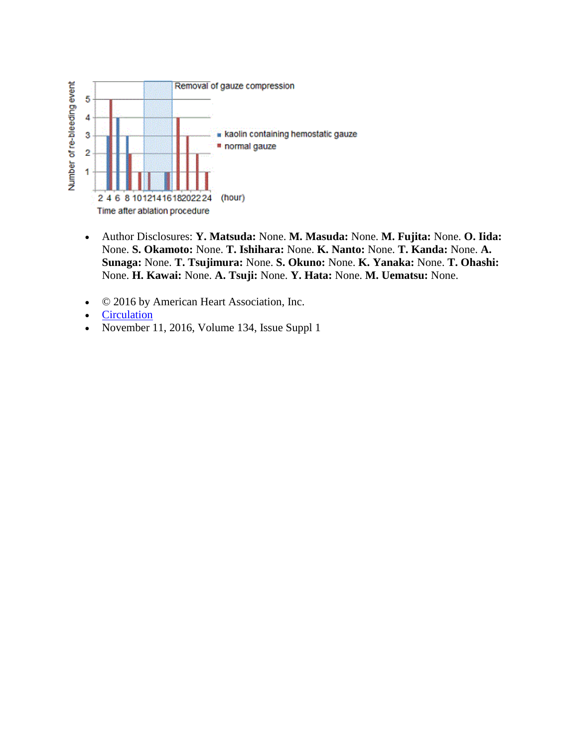Removal of gauze compression

Number of re-bleeding event

5
4
3
2
1

2 4 6 8 10 12 14 16 18 20 22 24 (hour)

Time after ablation procedure

kaolin containing hemostatic gauze

normal gauze

- Author Disclosures: **Y. Matsuda:** None. **M. Masuda:** None. **M. Fujita:** None. **O. Iida:** None. **S. Okamoto:** None. **T. Ishihara:** None. **K. Nanto:** None. **T. Kanda:** None. **A. Sunaga:** None. **T. Tsujimura:** None. **S. Okuno:** None. **K. Yanaka:** None. **T. Ohashi:** None. **H. Kawai:** None. **A. Tsuji:** None. **Y. Hata:** None. **M. Uematsu:** None.

- © 2016 by American Heart Association, Inc.
- Circulation
- November 11, 2016, Volume 134, Issue Suppl 1